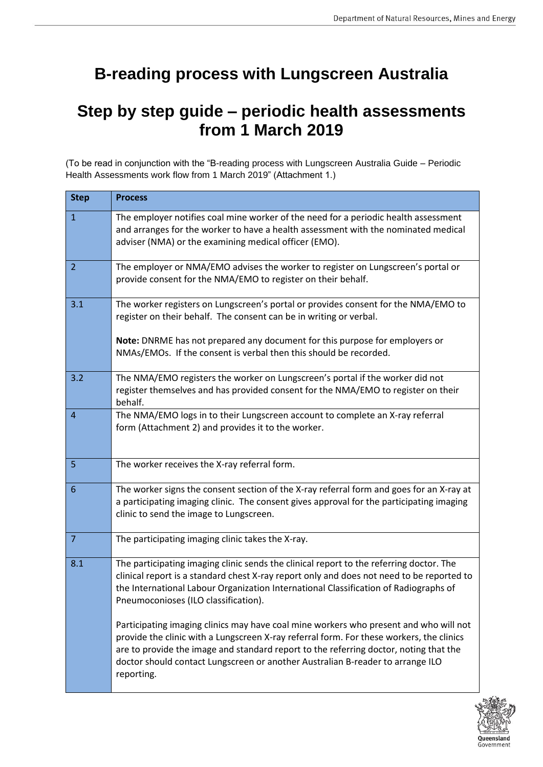# B-reading process with Lungscreen Australia

# Step by step guide – periodic health assessments from 1 March 2019

(To be read in conjunction with the "B-reading process with Lungscreen Australia Guide – Periodic Health Assessments work flow from 1 March 2019" (Attachment 1.)

| Step | Process |
|---|---|
| 1 | The employer notifies coal mine worker of the need for a periodic health assessment and arranges for the worker to have a health assessment with the nominated medical adviser (NMA) or the examining medical officer (EMO). |
| 2 | The employer or NMA/EMO advises the worker to register on Lungscreen's portal or provide consent for the NMA/EMO to register on their behalf. |
| 3.1 | The worker registers on Lungscreen's portal or provides consent for the NMA/EMO to register on their behalf. The consent can be in writing or verbal.<br><br>**Note:** DNRME has not prepared any document for this purpose for employers or NMAs/EMOs. If the consent is verbal then this should be recorded. |
| 3.2 | The NMA/EMO registers the worker on Lungscreen's portal if the worker did not register themselves and has provided consent for the NMA/EMO to register on their behalf. |
| 4 | The NMA/EMO logs in to their Lungscreen account to complete an X-ray referral form (Attachment 2) and provides it to the worker. |
| 5 | The worker receives the X-ray referral form. |
| 6 | The worker signs the consent section of the X-ray referral form and goes for an X-ray at a participating imaging clinic. The consent gives approval for the participating imaging clinic to send the image to Lungscreen. |
| 7 | The participating imaging clinic takes the X-ray. |
| 8.1 | The participating imaging clinic sends the clinical report to the referring doctor. The clinical report is a standard chest X-ray report only and does not need to be reported to the International Labour Organization International Classification of Radiographs of Pneumoconioses (ILO classification).<br><br>Participating imaging clinics may have coal mine workers who present and who will not provide the clinic with a Lungscreen X-ray referral form. For these workers, the clinics are to provide the image and standard report to the referring doctor, noting that the doctor should contact Lungscreen or another Australian B-reader to arrange ILO reporting. |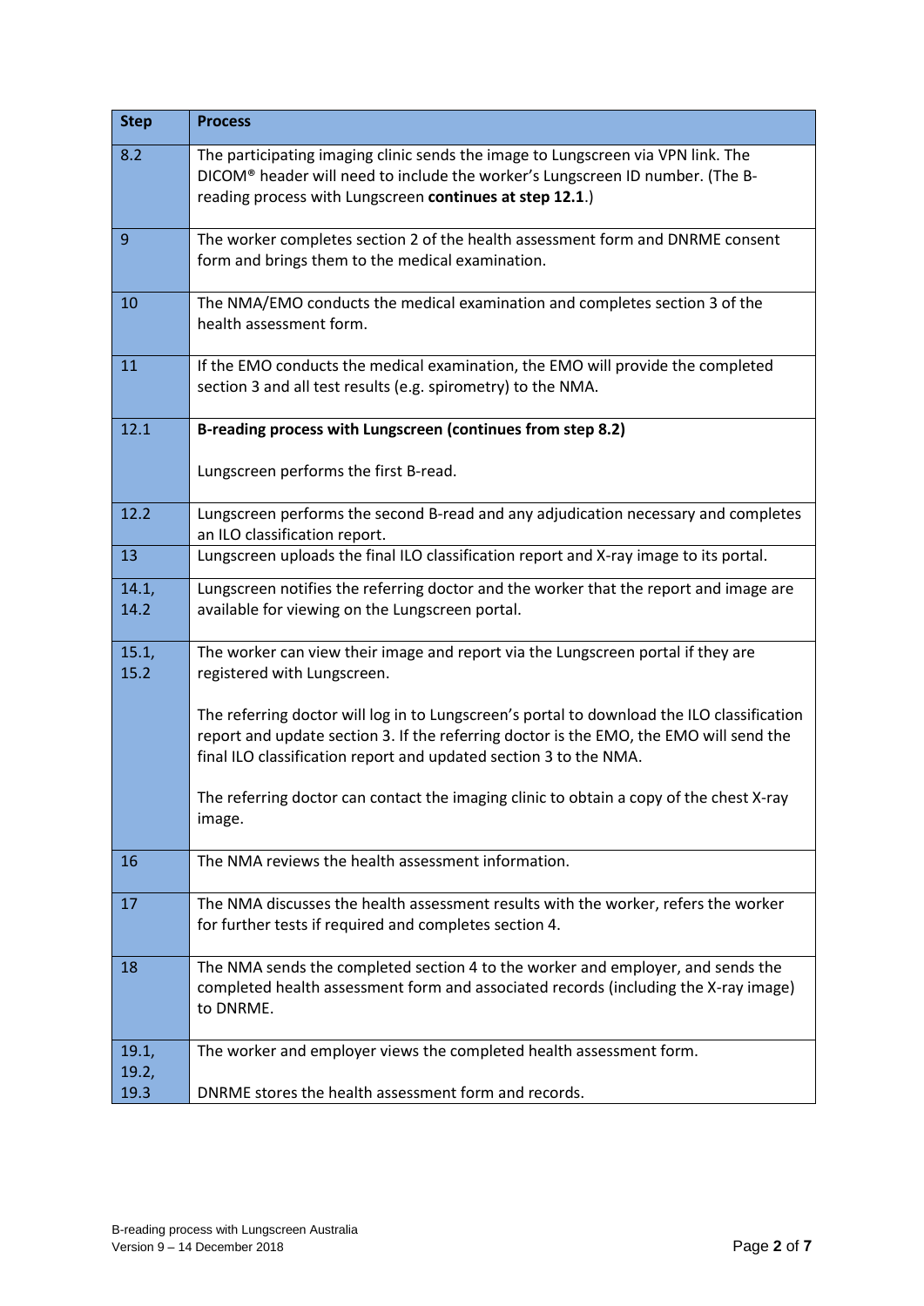| Step | Process |
| --- | --- |
| 8.2 | The participating imaging clinic sends the image to Lungscreen via VPN link. The DICOM® header will need to include the worker's Lungscreen ID number. (The B-reading process with Lungscreen **continues at step 12.1**.) |
| 9 | The worker completes section 2 of the health assessment form and DNRME consent form and brings them to the medical examination. |
| 10 | The NMA/EMO conducts the medical examination and completes section 3 of the health assessment form. |
| 11 | If the EMO conducts the medical examination, the EMO will provide the completed section 3 and all test results (e.g. spirometry) to the NMA. |
| 12.1 | **B-reading process with Lungscreen (continues from step 8.2)**<br><br>Lungscreen performs the first B-read. |
| 12.2 | Lungscreen performs the second B-read and any adjudication necessary and completes an ILO classification report. |
| 13 | Lungscreen uploads the final ILO classification report and X-ray image to its portal. |
| 14.1, 14.2 | Lungscreen notifies the referring doctor and the worker that the report and image are available for viewing on the Lungscreen portal. |
| 15.1, 15.2 | The worker can view their image and report via the Lungscreen portal if they are registered with Lungscreen.<br><br>The referring doctor will log in to Lungscreen's portal to download the ILO classification report and update section 3. If the referring doctor is the EMO, the EMO will send the final ILO classification report and updated section 3 to the NMA.<br><br>The referring doctor can contact the imaging clinic to obtain a copy of the chest X-ray image. |
| 16 | The NMA reviews the health assessment information. |
| 17 | The NMA discusses the health assessment results with the worker, refers the worker for further tests if required and completes section 4. |
| 18 | The NMA sends the completed section 4 to the worker and employer, and sends the completed health assessment form and associated records (including the X-ray image) to DNRME. |
| 19.1, 19.2, 19.3 | The worker and employer views the completed health assessment form.<br><br>DNRME stores the health assessment form and records. |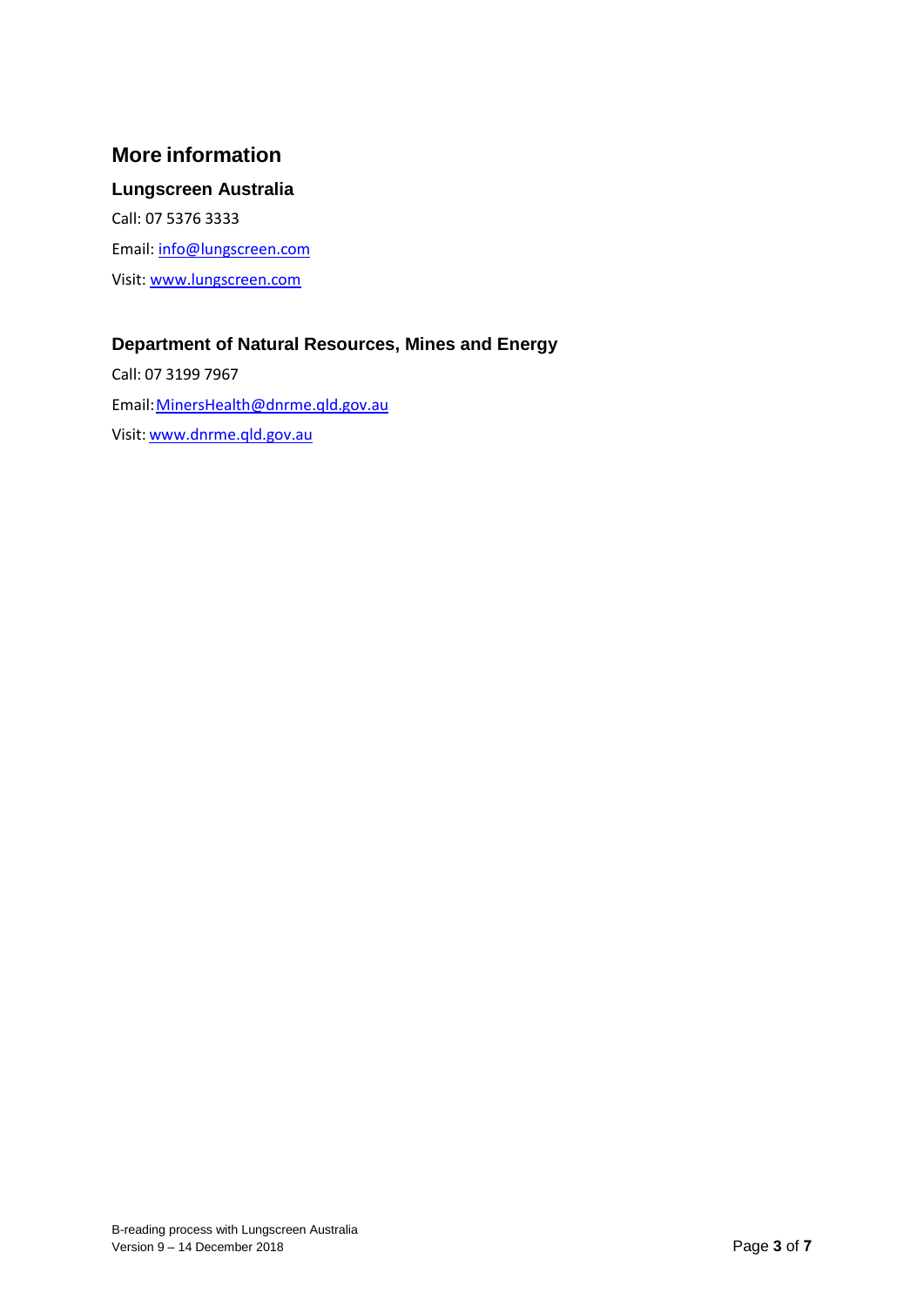## More information

### Lungscreen Australia

Call: 07 5376 3333

Email: info@lungscreen.com

Visit: www.lungscreen.com

### Department of Natural Resources, Mines and Energy

Call: 07 3199 7967

Email: MinersHealth@dnrme.qld.gov.au

Visit: www.dnrme.qld.gov.au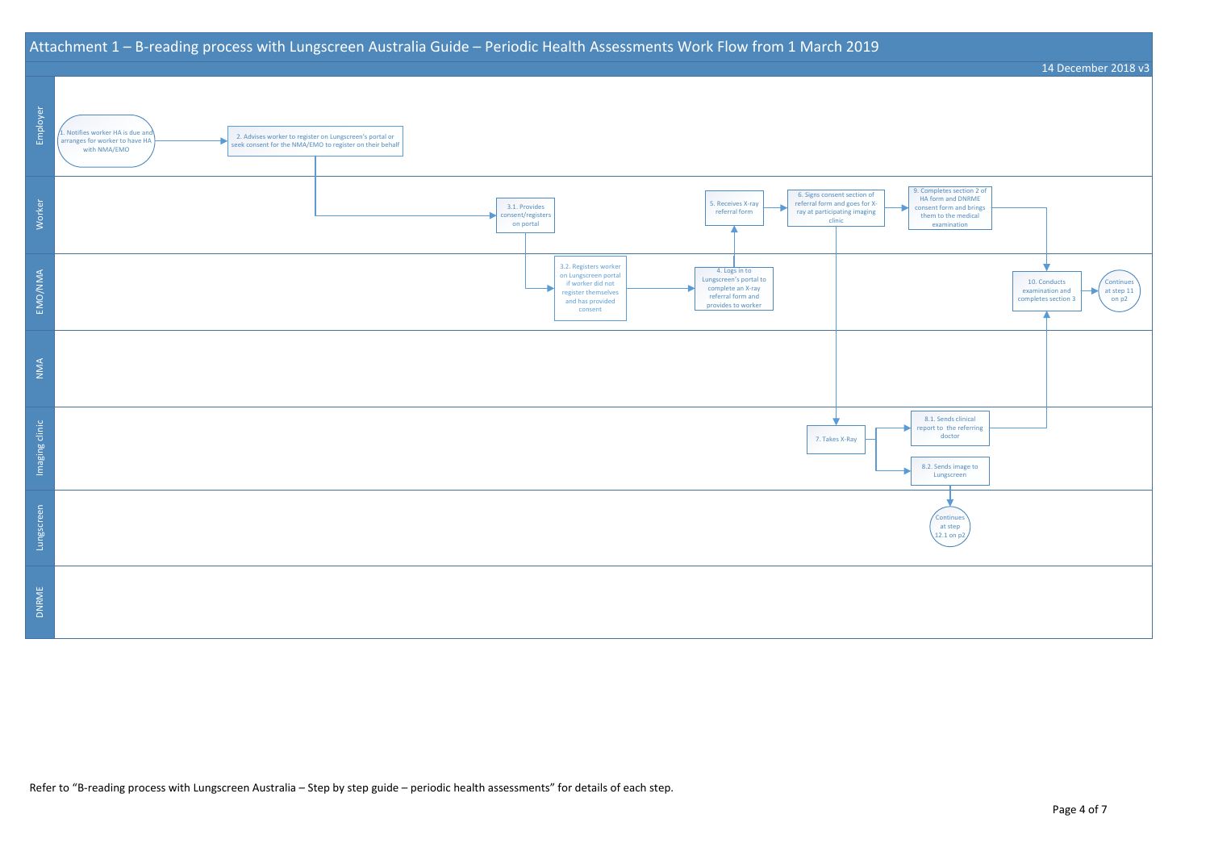# Attachment 1 – B-reading process with Lungscreen Australia Guide – Periodic Health Assessments Work Flow from 1 March 2019

14 December 2018 v3

**Employer**

1. Notifies worker HA is due and arranges for worker to have HA with NMA/EMO
2. Advises worker to register on Lungscreen's portal or seek consent for the NMA/EMO to register on their behalf

**Worker**

3.1. Provides consent/registers on portal

5. Receives X-ray referral form

6. Signs consent section of referral form and goes for X-ray at participating imaging clinic

9. Completes section 2 of HA form and DNRME consent form and brings them to the medical examination

**EMO/NMA**

3.2. Registers worker on Lungscreen portal if worker did not register themselves and has provided consent

4. Logs in to Lungscreen's portal to complete an X-ray referral form and provides to worker

10. Conducts examination and completes section 3

Continues at step 11 on p2

**NMA**

**Imaging clinic**

7. Takes X-Ray

8.1. Sends clinical report to the referring doctor

8.2. Sends image to Lungscreen

**Lungscreen**

Continues at step 12.1 on p2

**DNRME**

Refer to "B-reading process with Lungscreen Australia – Step by step guide – periodic health assessments" for details of each step.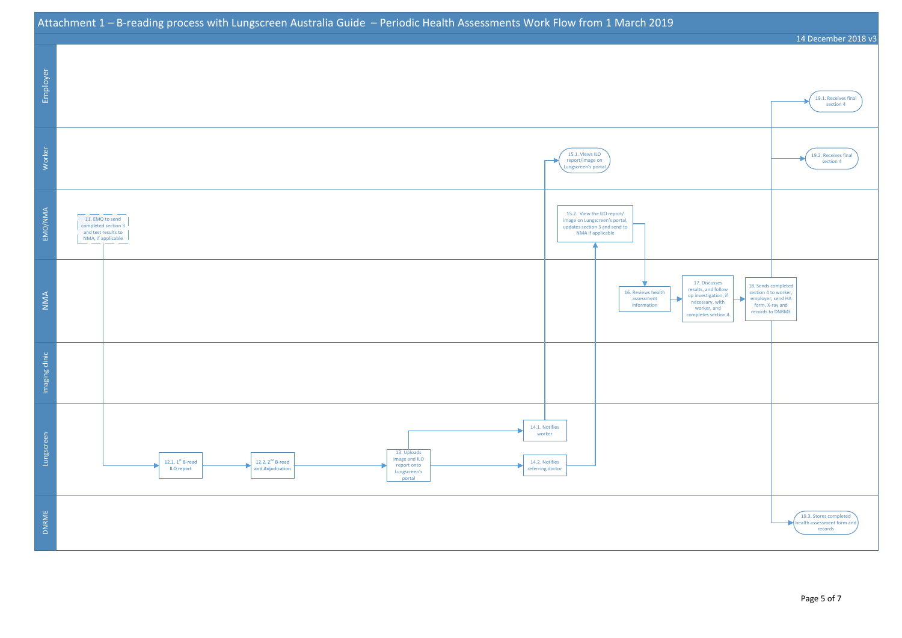# Attachment 1 – B-reading process with Lungscreen Australia Guide – Periodic Health Assessments Work Flow from 1 March 2019

14 December 2018 v3

**Employer**

- 19.1. Receives final section 4

**Worker**

- 15.1. Views ILO report/image on Lungscreen's portal
- 19.2. Receives final section 4

**EMO/NMA**

- 11. EMO to send completed section 3 and test results to NMA, if applicable
- 15.2. View the ILO report/ image on Lungscreen's portal, updates section 3 and send to NMA if applicable

**NMA**

- 16. Reviews health assessment information
- 17. Discusses results, and follow up investigation, if necessary, with worker, and completes section 4
- 18. Sends completed section 4 to worker, employer; send HA form, X-ray and records to DNRME

**Imaging clinic**

**Lungscreen**

- 12.1. 1st B-read ILO report
- 12.2. 2nd B-read and Adjudication
- 13. Uploads image and ILO report onto Lungscreen's portal
- 14.1. Notifies worker
- 14.2. Notifies referring doctor

**DNRME**

- 19.3. Stores completed health assessment form and records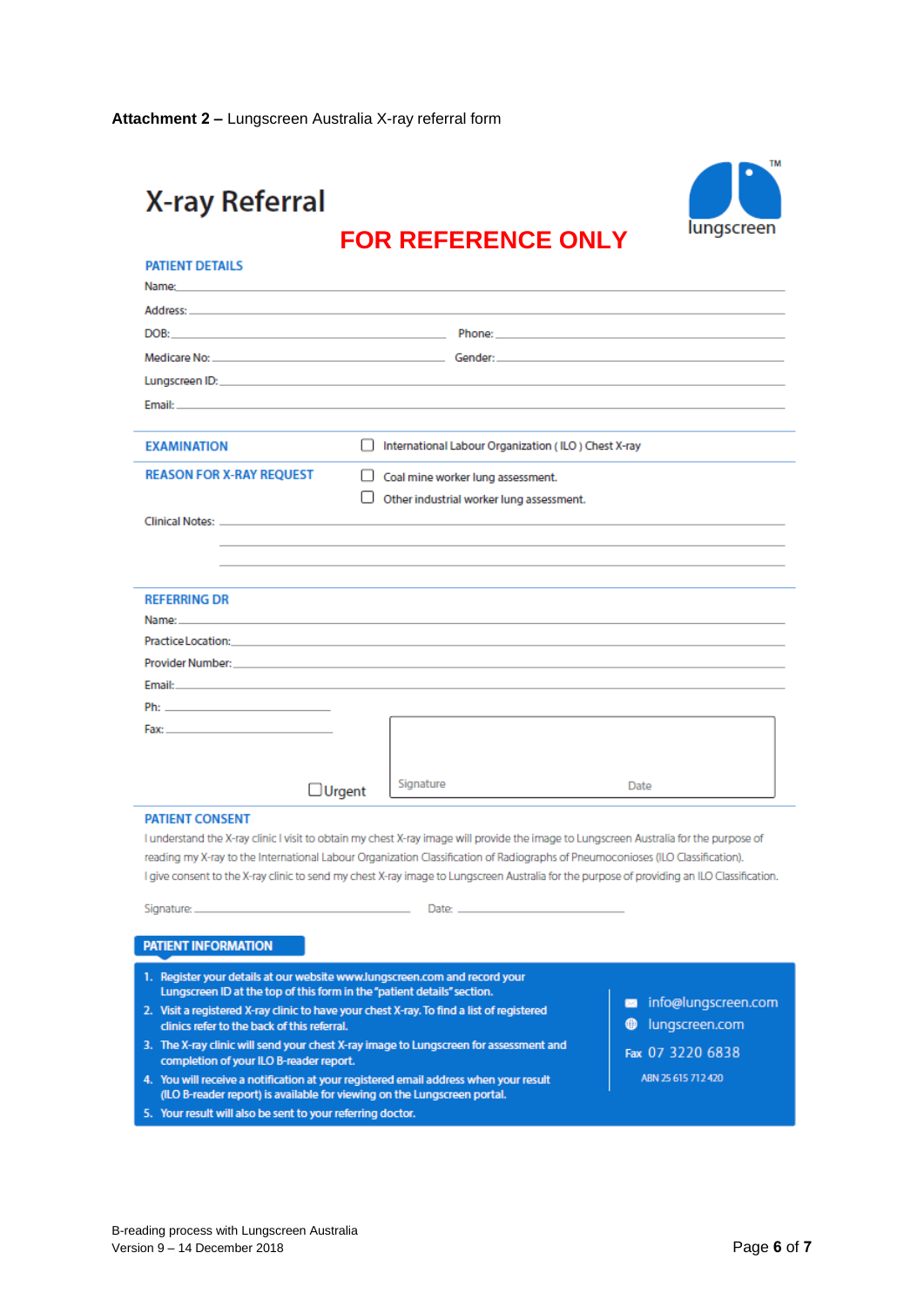**Attachment 2 –** Lungscreen Australia X-ray referral form

# X-ray Referral

lungscreen™

**FOR REFERENCE ONLY**

## PATIENT DETAILS

Name: \_\_\_\_\_\_\_\_\_\_\_\_\_\_\_\_\_\_\_\_\_\_\_\_\_\_\_\_\_\_\_\_\_\_\_\_\_\_\_\_

Address: \_\_\_\_\_\_\_\_\_\_\_\_\_\_\_\_\_\_\_\_\_\_\_\_\_\_\_\_\_\_\_\_\_\_\_\_\_\_\_\_

DOB: \_\_\_\_\_\_\_\_\_\_\_\_\_\_\_\_\_\_\_\_ Phone: \_\_\_\_\_\_\_\_\_\_\_\_\_\_\_\_\_\_\_\_

Medicare No: \_\_\_\_\_\_\_\_\_\_\_\_\_\_\_\_\_\_\_\_ Gender: \_\_\_\_\_\_\_\_\_\_\_\_\_\_\_\_\_\_\_\_

Lungscreen ID: \_\_\_\_\_\_\_\_\_\_\_\_\_\_\_\_\_\_\_\_\_\_\_\_\_\_\_\_\_\_\_\_\_\_\_\_\_\_\_\_

Email: \_\_\_\_\_\_\_\_\_\_\_\_\_\_\_\_\_\_\_\_\_\_\_\_\_\_\_\_\_\_\_\_\_\_\_\_\_\_\_\_

## EXAMINATION

☐ International Labour Organization ( ILO ) Chest X-ray

## REASON FOR X-RAY REQUEST

☐ Coal mine worker lung assessment.

☐ Other industrial worker lung assessment.

Clinical Notes: \_\_\_\_\_\_\_\_\_\_\_\_\_\_\_\_\_\_\_\_\_\_\_\_\_\_\_\_\_\_\_\_\_\_\_\_\_\_\_\_

## REFERRING DR

Name: \_\_\_\_\_\_\_\_\_\_\_\_\_\_\_\_\_\_\_\_\_\_\_\_\_\_\_\_\_\_\_\_\_\_\_\_\_\_\_\_

Practice Location: \_\_\_\_\_\_\_\_\_\_\_\_\_\_\_\_\_\_\_\_\_\_\_\_\_\_\_\_\_\_\_\_\_\_\_\_\_\_\_\_

Provider Number: \_\_\_\_\_\_\_\_\_\_\_\_\_\_\_\_\_\_\_\_\_\_\_\_\_\_\_\_\_\_\_\_\_\_\_\_\_\_\_\_

Email: \_\_\_\_\_\_\_\_\_\_\_\_\_\_\_\_\_\_\_\_\_\_\_\_\_\_\_\_\_\_\_\_\_\_\_\_\_\_\_\_

Ph: \_\_\_\_\_\_\_\_\_\_\_\_\_\_\_\_\_\_\_\_

Fax: \_\_\_\_\_\_\_\_\_\_\_\_\_\_\_\_\_\_\_\_

☐ Urgent

Signature Date

## PATIENT CONSENT

I understand the X-ray clinic I visit to obtain my chest X-ray image will provide the image to Lungscreen Australia for the purpose of reading my X-ray to the International Labour Organization Classification of Radiographs of Pneumoconioses (ILO Classification).

I give consent to the X-ray clinic to send my chest X-ray image to Lungscreen Australia for the purpose of providing an ILO Classification.

Signature: \_\_\_\_\_\_\_\_\_\_\_\_\_\_\_\_\_\_\_\_ Date: \_\_\_\_\_\_\_\_\_\_\_\_\_\_\_\_\_\_\_\_

## PATIENT INFORMATION

1. Register your details at our website www.lungscreen.com and record your Lungscreen ID at the top of this form in the "patient details" section.
2. Visit a registered X-ray clinic to have your chest X-ray. To find a list of registered clinics refer to the back of this referral.
3. The X-ray clinic will send your chest X-ray image to Lungscreen for assessment and completion of your ILO B-reader report.
4. You will receive a notification at your registered email address when your result (ILO B-reader report) is available for viewing on the Lungscreen portal.
5. Your result will also be sent to your referring doctor.

info@lungscreen.com

lungscreen.com

Fax 07 3220 6838

ABN 25 615 712 420

B-reading process with Lungscreen Australia
Version 9 – 14 December 2018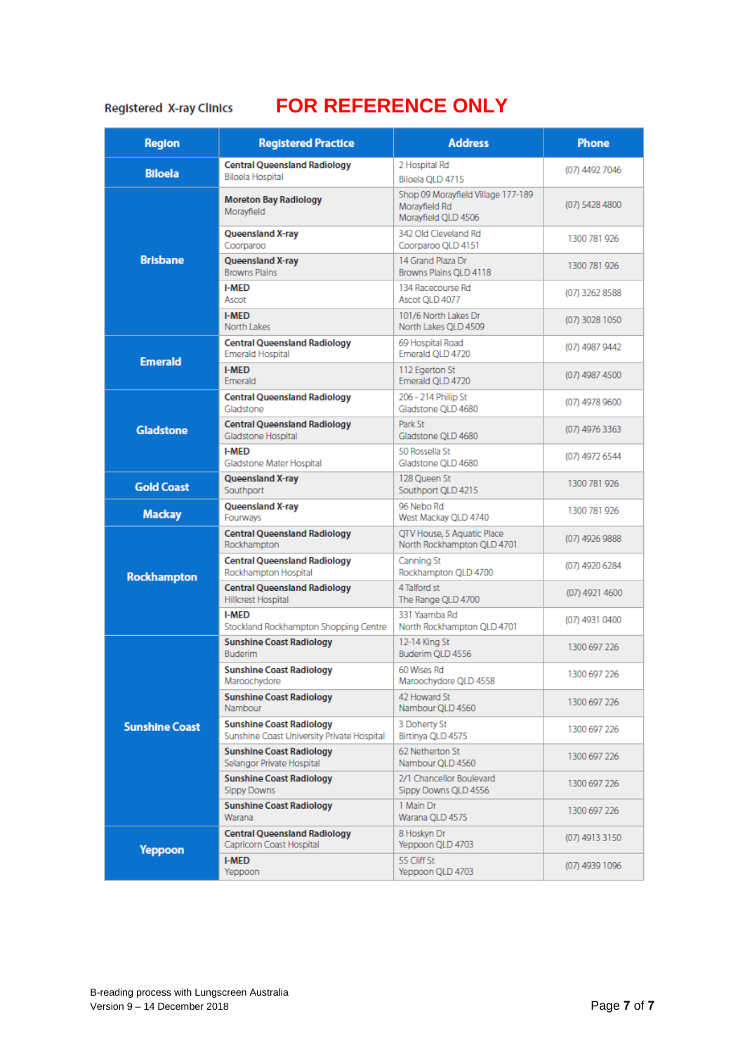Registered X-ray Clinics **FOR REFERENCE ONLY**

| Region | Registered Practice | Address | Phone |
|---|---|---|---|
| Biloela | **Central Queensland Radiology** Biloela Hospital | 2 Hospital Rd Biloela QLD 4715 | (07) 4492 7046 |
| Brisbane | **Moreton Bay Radiology** Morayfield | Shop 09 Morayfield Village 177-189 Morayfield Rd Morayfield QLD 4506 | (07) 5428 4800 |
| | **Queensland X-ray** Coorparoo | 342 Old Cleveland Rd Coorparoo QLD 4151 | 1300 781 926 |
| | **Queensland X-ray** Browns Plains | 14 Grand Plaza Dr Browns Plains QLD 4118 | 1300 781 926 |
| | **I-MED** Ascot | 134 Racecourse Rd Ascot QLD 4077 | (07) 3262 8588 |
| | **I-MED** North Lakes | 101/6 North Lakes Dr North Lakes QLD 4509 | (07) 3028 1050 |
| Emerald | **Central Queensland Radiology** Emerald Hospital | 69 Hospital Road Emerald QLD 4720 | (07) 4987 9442 |
| | **I-MED** Emerald | 112 Egerton St Emerald QLD 4720 | (07) 4987 4500 |
| Gladstone | **Central Queensland Radiology** Gladstone | 206 - 214 Philip St Gladstone QLD 4680 | (07) 4978 9600 |
| | **Central Queensland Radiology** Gladstone Hospital | Park St Gladstone QLD 4680 | (07) 4976 3363 |
| | **I-MED** Gladstone Mater Hospital | 50 Rossella St Gladstone QLD 4680 | (07) 4972 6544 |
| Gold Coast | **Queensland X-ray** Southport | 128 Queen St Southport QLD 4215 | 1300 781 926 |
| Mackay | **Queensland X-ray** Fourways | 96 Nebo Rd West Mackay QLD 4740 | 1300 781 926 |
| Rockhampton | **Central Queensland Radiology** Rockhampton | QTV House, 5 Aquatic Place North Rockhampton QLD 4701 | (07) 4926 9888 |
| | **Central Queensland Radiology** Rockhampton Hospital | Canning St Rockhampton QLD 4700 | (07) 4920 6284 |
| | **Central Queensland Radiology** Hillcrest Hospital | 4 Talford st The Range QLD 4700 | (07) 4921 4600 |
| | **I-MED** Stockland Rockhampton Shopping Centre | 331 Yaamba Rd North Rockhampton QLD 4701 | (07) 4931 0400 |
| Sunshine Coast | **Sunshine Coast Radiology** Buderim | 12-14 King St Buderim QLD 4556 | 1300 697 226 |
| | **Sunshine Coast Radiology** Maroochydore | 60 Wises Rd Maroochydore QLD 4558 | 1300 697 226 |
| | **Sunshine Coast Radiology** Nambour | 42 Howard St Nambour QLD 4560 | 1300 697 226 |
| | **Sunshine Coast Radiology** Sunshine Coast University Private Hospital | 3 Doherty St Birtinya QLD 4575 | 1300 697 226 |
| | **Sunshine Coast Radiology** Selangor Private Hospital | 62 Netherton St Nambour QLD 4560 | 1300 697 226 |
| | **Sunshine Coast Radiology** Sippy Downs | 2/1 Chancellor Boulevard Sippy Downs QLD 4556 | 1300 697 226 |
| | **Sunshine Coast Radiology** Warana | 1 Main Dr Warana QLD 4575 | 1300 697 226 |
| Yeppoon | **Central Queensland Radiology** Capricorn Coast Hospital | 8 Hoskyn Dr Yeppoon QLD 4703 | (07) 4913 3150 |
| | **I-MED** Yeppoon | 55 Cliff St Yeppoon QLD 4703 | (07) 4939 1096 |